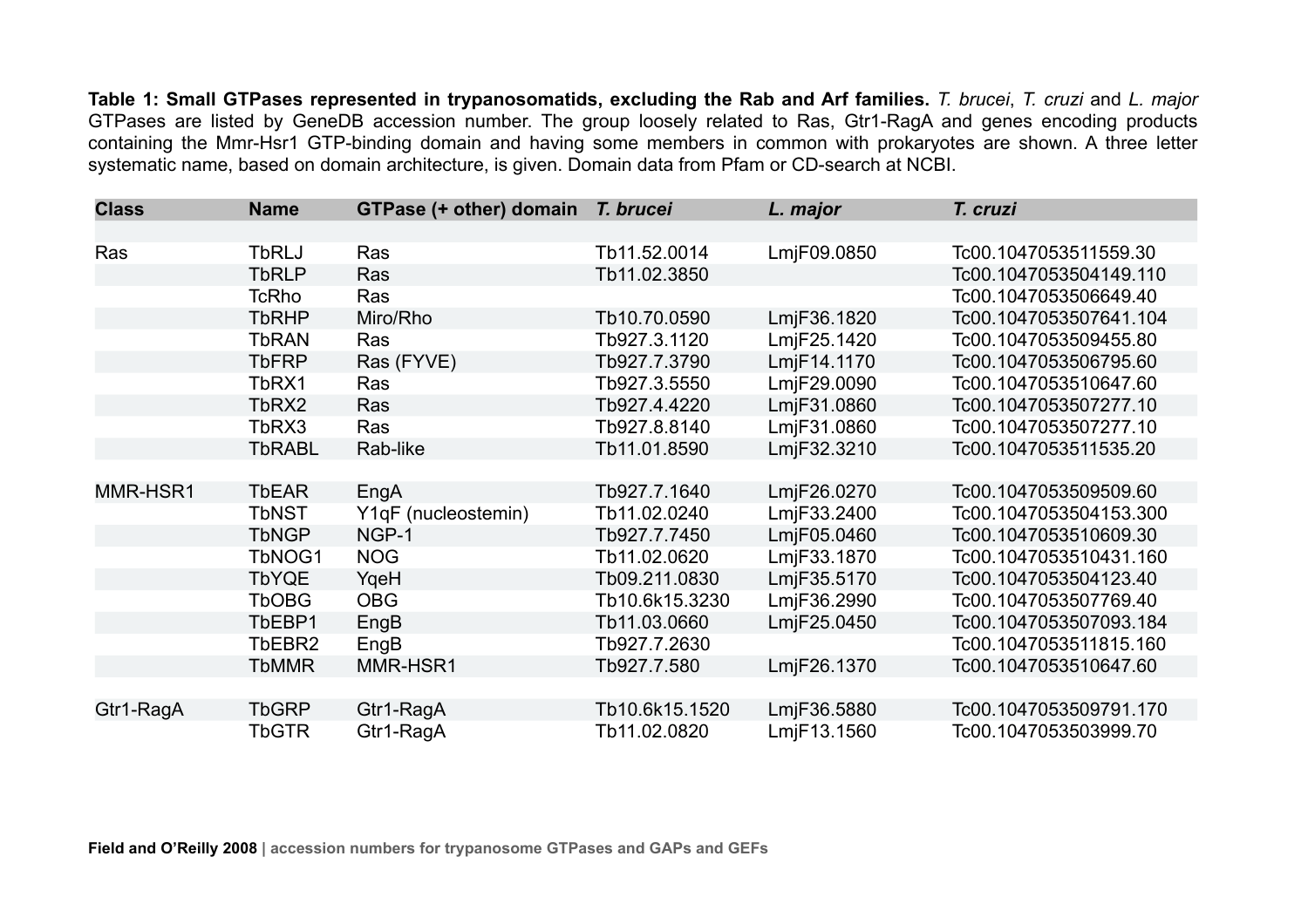**Table 1: Small GTPases represented in trypanosomatids, excluding the Rab and Arf families.** *T. brucei*, *T. cruzi* and *L. major* GTPases are listed by GeneDB accession number. The group loosely related to Ras, Gtr1-RagA and genes encoding products containing the Mmr-Hsr1 GTP-binding domain and having some members in common with prokaryotes are shown. A three letter systematic name, based on domain architecture, is given. Domain data from Pfam or CD-search at NCBI.

| Class | Name | GTPase (+ other) domain | *T. brucei* | *L. major* | *T. cruzi* |
|---|---|---|---|---|---|
| Ras | TbRLJ | Ras | Tb11.52.0014 | LmjF09.0850 | Tc00.1047053511559.30 |
| | TbRLP | Ras | Tb11.02.3850 | | Tc00.1047053504149.110 |
| | TcRho | Ras | | | Tc00.1047053506649.40 |
| | TbRHP | Miro/Rho | Tb10.70.0590 | LmjF36.1820 | Tc00.1047053507641.104 |
| | TbRAN | Ras | Tb927.3.1120 | LmjF25.1420 | Tc00.1047053509455.80 |
| | TbFRP | Ras (FYVE) | Tb927.7.3790 | LmjF14.1170 | Tc00.1047053506795.60 |
| | TbRX1 | Ras | Tb927.3.5550 | LmjF29.0090 | Tc00.1047053510647.60 |
| | TbRX2 | Ras | Tb927.4.4220 | LmjF31.0860 | Tc00.1047053507277.10 |
| | TbRX3 | Ras | Tb927.8.8140 | LmjF31.0860 | Tc00.1047053507277.10 |
| | TbRABL | Rab-like | Tb11.01.8590 | LmjF32.3210 | Tc00.1047053511535.20 |
| MMR-HSR1 | TbEAR | EngA | Tb927.7.1640 | LmjF26.0270 | Tc00.1047053509509.60 |
| | TbNST | Y1qF (nucleostemin) | Tb11.02.0240 | LmjF33.2400 | Tc00.1047053504153.300 |
| | TbNGP | NGP-1 | Tb927.7.7450 | LmjF05.0460 | Tc00.1047053510609.30 |
| | TbNOG1 | NOG | Tb11.02.0620 | LmjF33.1870 | Tc00.1047053510431.160 |
| | TbYQE | YqeH | Tb09.211.0830 | LmjF35.5170 | Tc00.1047053504123.40 |
| | TbOBG | OBG | Tb10.6k15.3230 | LmjF36.2990 | Tc00.1047053507769.40 |
| | TbEBP1 | EngB | Tb11.03.0660 | LmjF25.0450 | Tc00.1047053507093.184 |
| | TbEBR2 | EngB | Tb927.7.2630 | | Tc00.1047053511815.160 |
| | TbMMR | MMR-HSR1 | Tb927.7.580 | LmjF26.1370 | Tc00.1047053510647.60 |
| Gtr1-RagA | TbGRP | Gtr1-RagA | Tb10.6k15.1520 | LmjF36.5880 | Tc00.1047053509791.170 |
| | TbGTR | Gtr1-RagA | Tb11.02.0820 | LmjF13.1560 | Tc00.1047053503999.70 |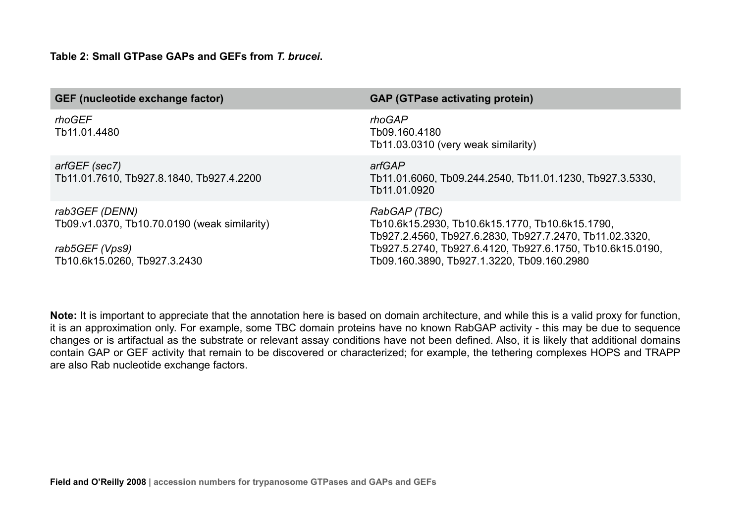**Table 2: Small GTPase GAPs and GEFs from *T. brucei*.**

| GEF (nucleotide exchange factor) | GAP (GTPase activating protein) |
|---|---|
| *rhoGEF*<br>Tb11.01.4480 | *rhoGAP*<br>Tb09.160.4180<br>Tb11.03.0310 (very weak similarity) |
| *arfGEF (sec7)*<br>Tb11.01.7610, Tb927.8.1840, Tb927.4.2200 | *arfGAP*<br>Tb11.01.6060, Tb09.244.2540, Tb11.01.1230, Tb927.3.5330, Tb11.01.0920 |
| *rab3GEF (DENN)*<br>Tb09.v1.0370, Tb10.70.0190 (weak similarity)<br><br>*rab5GEF (Vps9)*<br>Tb10.6k15.0260, Tb927.3.2430 | *RabGAP (TBC)*<br>Tb10.6k15.2930, Tb10.6k15.1770, Tb10.6k15.1790, Tb927.2.4560, Tb927.6.2830, Tb927.7.2470, Tb11.02.3320, Tb927.5.2740, Tb927.6.4120, Tb927.6.1750, Tb10.6k15.0190, Tb09.160.3890, Tb927.1.3220, Tb09.160.2980 |

**Note:** It is important to appreciate that the annotation here is based on domain architecture, and while this is a valid proxy for function, it is an approximation only. For example, some TBC domain proteins have no known RabGAP activity - this may be due to sequence changes or is artifactual as the substrate or relevant assay conditions have not been defined. Also, it is likely that additional domains contain GAP or GEF activity that remain to be discovered or characterized; for example, the tethering complexes HOPS and TRAPP are also Rab nucleotide exchange factors.